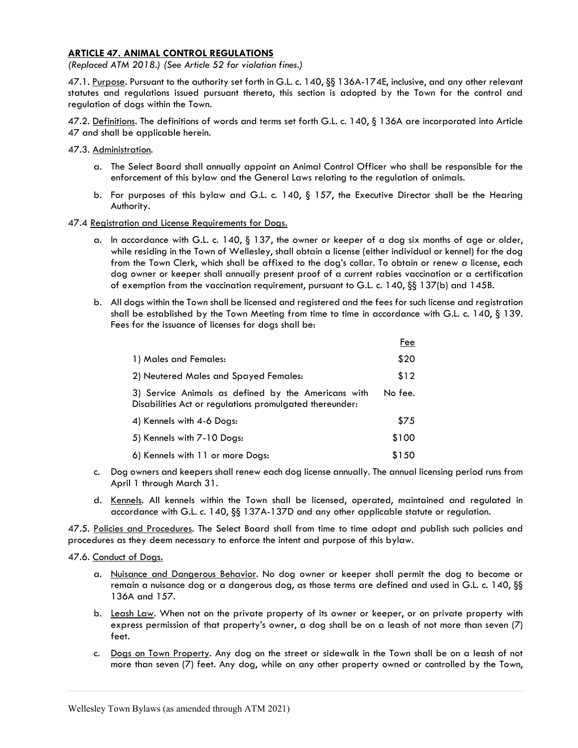## ARTICLE 47. ANIMAL CONTROL REGULATIONS

*(Replaced ATM 2018.) (See Article 52 for violation fines.)*

47.1. Purpose. Pursuant to the authority set forth in G.L. c. 140, §§ 136A-174E, inclusive, and any other relevant statutes and regulations issued pursuant thereto, this section is adopted by the Town for the control and regulation of dogs within the Town.

47.2. Definitions. The definitions of words and terms set forth G.L. c. 140, § 136A are incorporated into Article 47 and shall be applicable herein.

47.3. Administration.

a. The Select Board shall annually appoint an Animal Control Officer who shall be responsible for the enforcement of this bylaw and the General Laws relating to the regulation of animals.

b. For purposes of this bylaw and G.L. c. 140, § 157, the Executive Director shall be the Hearing Authority.

47.4 Registration and License Requirements for Dogs.

a. In accordance with G.L. c. 140, § 137, the owner or keeper of a dog six months of age or older, while residing in the Town of Wellesley, shall obtain a license (either individual or kennel) for the dog from the Town Clerk, which shall be affixed to the dog's collar. To obtain or renew a license, each dog owner or keeper shall annually present proof of a current rabies vaccination or a certification of exemption from the vaccination requirement, pursuant to G.L. c. 140, §§ 137(b) and 145B.

b. All dogs within the Town shall be licensed and registered and the fees for such license and registration shall be established by the Town Meeting from time to time in accordance with G.L. c. 140, § 139. Fees for the issuance of licenses for dogs shall be:

| | Fee |
|---|---|
| 1) Males and Females: | $20 |
| 2) Neutered Males and Spayed Females: | $12 |
| 3) Service Animals as defined by the Americans with Disabilities Act or regulations promulgated thereunder: | No fee. |
| 4) Kennels with 4-6 Dogs: | $75 |
| 5) Kennels with 7-10 Dogs: | $100 |
| 6) Kennels with 11 or more Dogs: | $150 |

c. Dog owners and keepers shall renew each dog license annually. The annual licensing period runs from April 1 through March 31.

d. Kennels. All kennels within the Town shall be licensed, operated, maintained and regulated in accordance with G.L. c. 140, §§ 137A-137D and any other applicable statute or regulation.

47.5. Policies and Procedures. The Select Board shall from time to time adopt and publish such policies and procedures as they deem necessary to enforce the intent and purpose of this bylaw.

47.6. Conduct of Dogs.

a. Nuisance and Dangerous Behavior. No dog owner or keeper shall permit the dog to become or remain a nuisance dog or a dangerous dog, as those terms are defined and used in G.L. c. 140, §§ 136A and 157.

b. Leash Law. When not on the private property of its owner or keeper, or on private property with express permission of that property's owner, a dog shall be on a leash of not more than seven (7) feet.

c. Dogs on Town Property. Any dog on the street or sidewalk in the Town shall be on a leash of not more than seven (7) feet. Any dog, while on any other property owned or controlled by the Town,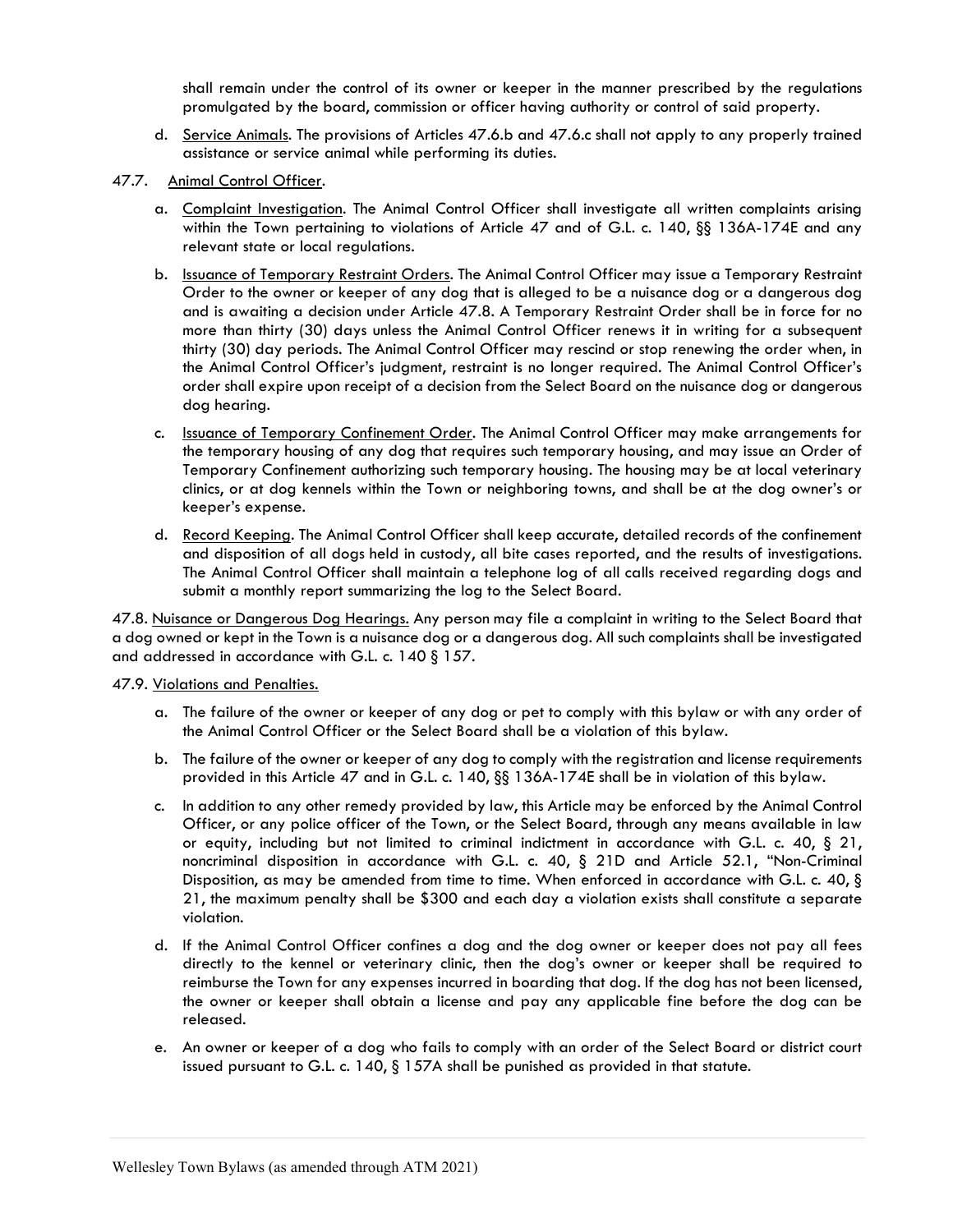shall remain under the control of its owner or keeper in the manner prescribed by the regulations promulgated by the board, commission or officer having authority or control of said property.

d. Service Animals. The provisions of Articles 47.6.b and 47.6.c shall not apply to any properly trained assistance or service animal while performing its duties.

47.7. Animal Control Officer.

a. Complaint Investigation. The Animal Control Officer shall investigate all written complaints arising within the Town pertaining to violations of Article 47 and of G.L. c. 140, §§ 136A-174E and any relevant state or local regulations.

b. Issuance of Temporary Restraint Orders. The Animal Control Officer may issue a Temporary Restraint Order to the owner or keeper of any dog that is alleged to be a nuisance dog or a dangerous dog and is awaiting a decision under Article 47.8. A Temporary Restraint Order shall be in force for no more than thirty (30) days unless the Animal Control Officer renews it in writing for a subsequent thirty (30) day periods. The Animal Control Officer may rescind or stop renewing the order when, in the Animal Control Officer's judgment, restraint is no longer required. The Animal Control Officer's order shall expire upon receipt of a decision from the Select Board on the nuisance dog or dangerous dog hearing.

c. Issuance of Temporary Confinement Order. The Animal Control Officer may make arrangements for the temporary housing of any dog that requires such temporary housing, and may issue an Order of Temporary Confinement authorizing such temporary housing. The housing may be at local veterinary clinics, or at dog kennels within the Town or neighboring towns, and shall be at the dog owner's or keeper's expense.

d. Record Keeping. The Animal Control Officer shall keep accurate, detailed records of the confinement and disposition of all dogs held in custody, all bite cases reported, and the results of investigations. The Animal Control Officer shall maintain a telephone log of all calls received regarding dogs and submit a monthly report summarizing the log to the Select Board.

47.8. Nuisance or Dangerous Dog Hearings. Any person may file a complaint in writing to the Select Board that a dog owned or kept in the Town is a nuisance dog or a dangerous dog. All such complaints shall be investigated and addressed in accordance with G.L. c. 140 § 157.

47.9. Violations and Penalties.

a. The failure of the owner or keeper of any dog or pet to comply with this bylaw or with any order of the Animal Control Officer or the Select Board shall be a violation of this bylaw.

b. The failure of the owner or keeper of any dog to comply with the registration and license requirements provided in this Article 47 and in G.L. c. 140, §§ 136A-174E shall be in violation of this bylaw.

c. In addition to any other remedy provided by law, this Article may be enforced by the Animal Control Officer, or any police officer of the Town, or the Select Board, through any means available in law or equity, including but not limited to criminal indictment in accordance with G.L. c. 40, § 21, noncriminal disposition in accordance with G.L. c. 40, § 21D and Article 52.1, "Non-Criminal Disposition, as may be amended from time to time. When enforced in accordance with G.L. c. 40, § 21, the maximum penalty shall be $300 and each day a violation exists shall constitute a separate violation.

d. If the Animal Control Officer confines a dog and the dog owner or keeper does not pay all fees directly to the kennel or veterinary clinic, then the dog's owner or keeper shall be required to reimburse the Town for any expenses incurred in boarding that dog. If the dog has not been licensed, the owner or keeper shall obtain a license and pay any applicable fine before the dog can be released.

e. An owner or keeper of a dog who fails to comply with an order of the Select Board or district court issued pursuant to G.L. c. 140, § 157A shall be punished as provided in that statute.